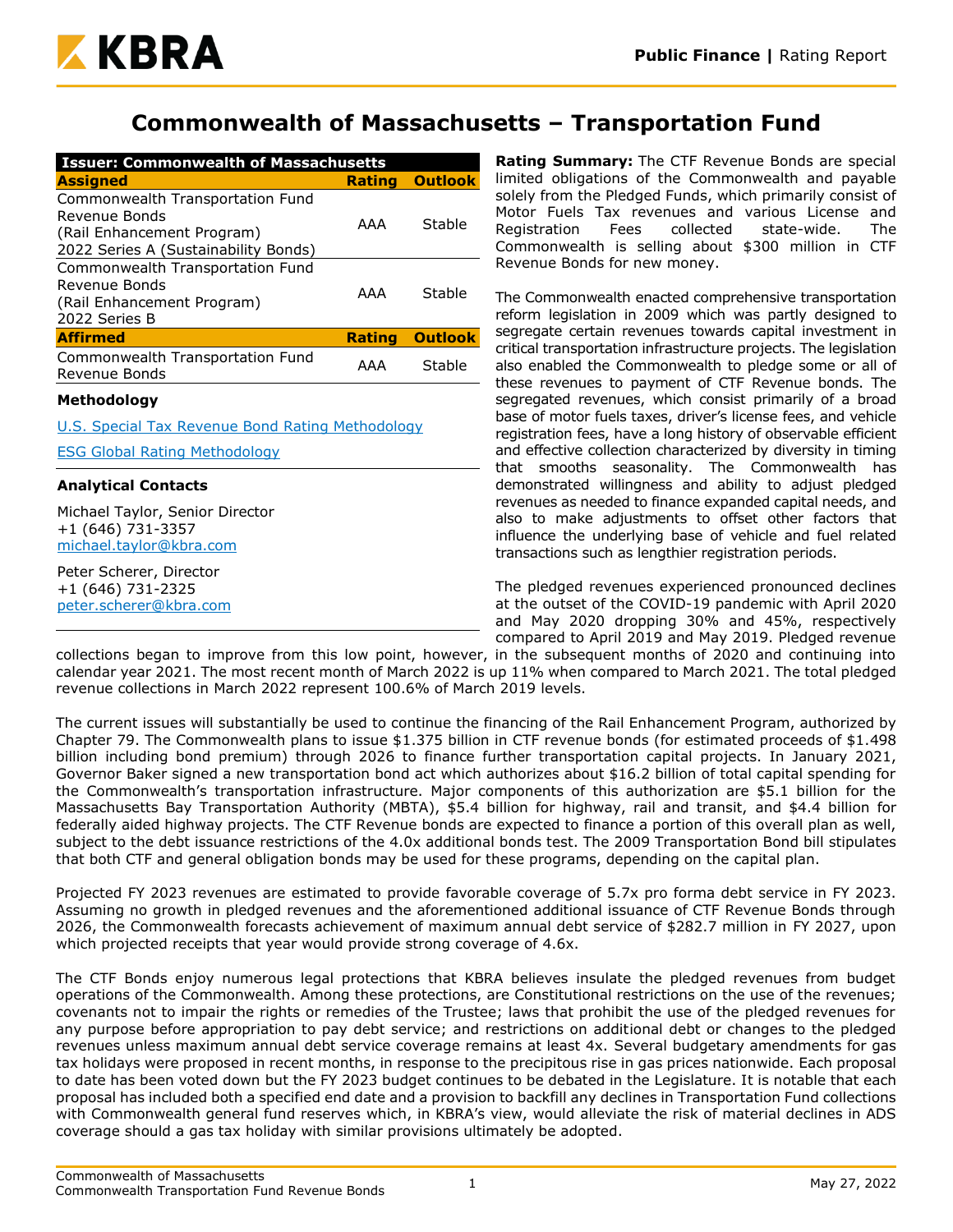# Commonwealth of Massachusetts – Transportation Fund

| Issuer: Commonwealth of Massachusetts | | |
|---|---|---|
| **Assigned** | **Rating** | **Outlook** |
| Commonwealth Transportation Fund Revenue Bonds (Rail Enhancement Program) 2022 Series A (Sustainability Bonds) | AAA | Stable |
| Commonwealth Transportation Fund Revenue Bonds (Rail Enhancement Program) 2022 Series B | AAA | Stable |
| **Affirmed** | **Rating** | **Outlook** |
| Commonwealth Transportation Fund Revenue Bonds | AAA | Stable |

**Methodology**

[U.S. Special Tax Revenue Bond Rating Methodology](#)

[ESG Global Rating Methodology](#)

**Analytical Contacts**

Michael Taylor, Senior Director
+1 (646) 731-3357
michael.taylor@kbra.com

Peter Scherer, Director
+1 (646) 731-2325
peter.scherer@kbra.com

**Rating Summary:** The CTF Revenue Bonds are special limited obligations of the Commonwealth and payable solely from the Pledged Funds, which primarily consist of Motor Fuels Tax revenues and various License and Registration Fees collected state-wide. The Commonwealth is selling about $300 million in CTF Revenue Bonds for new money.

The Commonwealth enacted comprehensive transportation reform legislation in 2009 which was partly designed to segregate certain revenues towards capital investment in critical transportation infrastructure projects. The legislation also enabled the Commonwealth to pledge some or all of these revenues to payment of CTF Revenue bonds. The segregated revenues, which consist primarily of a broad base of motor fuels taxes, driver's license fees, and vehicle registration fees, have a long history of observable efficient and effective collection characterized by diversity in timing that smooths seasonality. The Commonwealth has demonstrated willingness and ability to adjust pledged revenues as needed to finance expanded capital needs, and also to make adjustments to offset other factors that influence the underlying base of vehicle and fuel related transactions such as lengthier registration periods.

The pledged revenues experienced pronounced declines at the outset of the COVID-19 pandemic with April 2020 and May 2020 dropping 30% and 45%, respectively compared to April 2019 and May 2019. Pledged revenue collections began to improve from this low point, however, in the subsequent months of 2020 and continuing into calendar year 2021. The most recent month of March 2022 is up 11% when compared to March 2021. The total pledged revenue collections in March 2022 represent 100.6% of March 2019 levels.

The current issues will substantially be used to continue the financing of the Rail Enhancement Program, authorized by Chapter 79. The Commonwealth plans to issue $1.375 billion in CTF revenue bonds (for estimated proceeds of $1.498 billion including bond premium) through 2026 to finance further transportation capital projects. In January 2021, Governor Baker signed a new transportation bond act which authorizes about $16.2 billion of total capital spending for the Commonwealth's transportation infrastructure. Major components of this authorization are $5.1 billion for the Massachusetts Bay Transportation Authority (MBTA), $5.4 billion for highway, rail and transit, and $4.4 billion for federally aided highway projects. The CTF Revenue bonds are expected to finance a portion of this overall plan as well, subject to the debt issuance restrictions of the 4.0x additional bonds test. The 2009 Transportation Bond bill stipulates that both CTF and general obligation bonds may be used for these programs, depending on the capital plan.

Projected FY 2023 revenues are estimated to provide favorable coverage of 5.7x pro forma debt service in FY 2023. Assuming no growth in pledged revenues and the aforementioned additional issuance of CTF Revenue Bonds through 2026, the Commonwealth forecasts achievement of maximum annual debt service of $282.7 million in FY 2027, upon which projected receipts that year would provide strong coverage of 4.6x.

The CTF Bonds enjoy numerous legal protections that KBRA believes insulate the pledged revenues from budget operations of the Commonwealth. Among these protections, are Constitutional restrictions on the use of the revenues; covenants not to impair the rights or remedies of the Trustee; laws that prohibit the use of the pledged revenues for any purpose before appropriation to pay debt service; and restrictions on additional debt or changes to the pledged revenues unless maximum annual debt service coverage remains at least 4x. Several budgetary amendments for gas tax holidays were proposed in recent months, in response to the precipitous rise in gas prices nationwide. Each proposal to date has been voted down but the FY 2023 budget continues to be debated in the Legislature. It is notable that each proposal has included both a specified end date and a provision to backfill any declines in Transportation Fund collections with Commonwealth general fund reserves which, in KBRA's view, would alleviate the risk of material declines in ADS coverage should a gas tax holiday with similar provisions ultimately be adopted.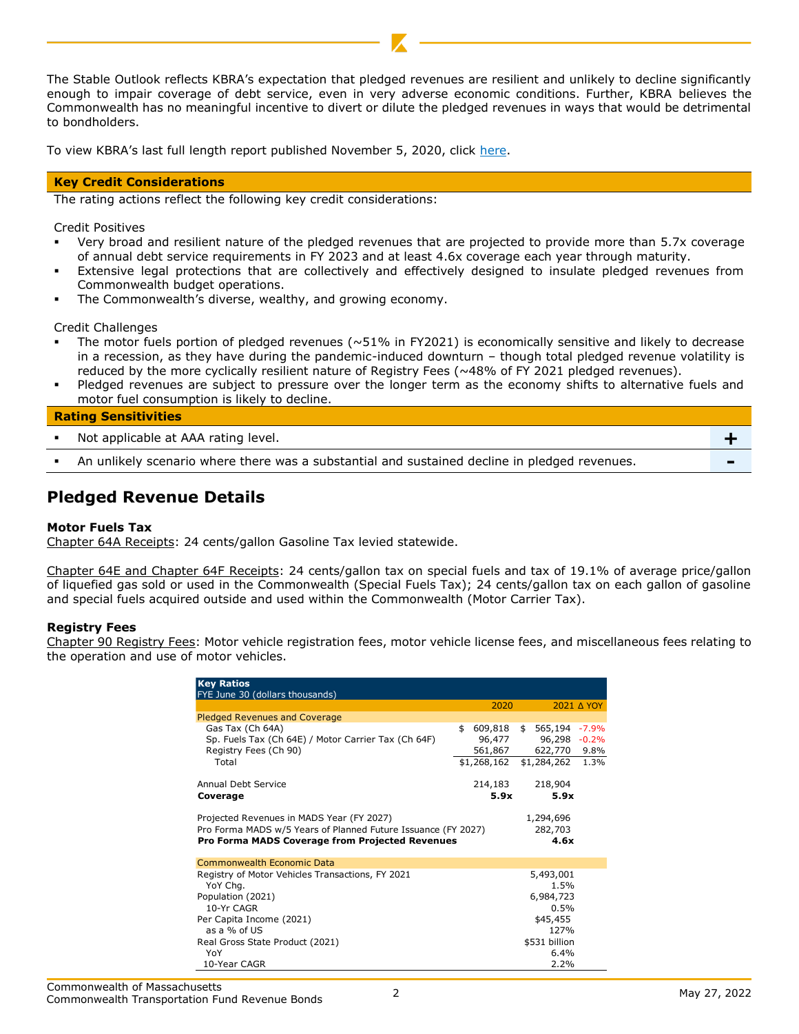The Stable Outlook reflects KBRA's expectation that pledged revenues are resilient and unlikely to decline significantly enough to impair coverage of debt service, even in very adverse economic conditions. Further, KBRA believes the Commonwealth has no meaningful incentive to divert or dilute the pledged revenues in ways that would be detrimental to bondholders.

To view KBRA's last full length report published November 5, 2020, click here.

## Key Credit Considerations

The rating actions reflect the following key credit considerations:

Credit Positives

- Very broad and resilient nature of the pledged revenues that are projected to provide more than 5.7x coverage of annual debt service requirements in FY 2023 and at least 4.6x coverage each year through maturity.
- Extensive legal protections that are collectively and effectively designed to insulate pledged revenues from Commonwealth budget operations.
- The Commonwealth's diverse, wealthy, and growing economy.

Credit Challenges

- The motor fuels portion of pledged revenues (~51% in FY2021) is economically sensitive and likely to decrease in a recession, as they have during the pandemic-induced downturn – though total pledged revenue volatility is reduced by the more cyclically resilient nature of Registry Fees (~48% of FY 2021 pledged revenues).
- Pledged revenues are subject to pressure over the longer term as the economy shifts to alternative fuels and motor fuel consumption is likely to decline.

## Rating Sensitivities

| | |
|---|---|
| ▪ Not applicable at AAA rating level. | + |
| ▪ An unlikely scenario where there was a substantial and sustained decline in pledged revenues. | - |

## Pledged Revenue Details

### Motor Fuels Tax

Chapter 64A Receipts: 24 cents/gallon Gasoline Tax levied statewide.

Chapter 64E and Chapter 64F Receipts: 24 cents/gallon tax on special fuels and tax of 19.1% of average price/gallon of liquefied gas sold or used in the Commonwealth (Special Fuels Tax); 24 cents/gallon tax on each gallon of gasoline and special fuels acquired outside and used within the Commonwealth (Motor Carrier Tax).

### Registry Fees

Chapter 90 Registry Fees: Motor vehicle registration fees, motor vehicle license fees, and miscellaneous fees relating to the operation and use of motor vehicles.

**Key Ratios**
FYE June 30 (dollars thousands)

| | 2020 | 2021 | Δ YOY |
|---|---|---|---|
| **Pledged Revenues and Coverage** | | | |
| Gas Tax (Ch 64A) | $ 609,818 | $ 565,194 | -7.9% |
| Sp. Fuels Tax (Ch 64E) / Motor Carrier Tax (Ch 64F) | 96,477 | 96,298 | -0.2% |
| Registry Fees (Ch 90) | 561,867 | 622,770 | 9.8% |
| Total | $1,268,162 | $1,284,262 | 1.3% |
| | | | |
| Annual Debt Service | 214,183 | 218,904 | |
| **Coverage** | **5.9x** | **5.9x** | |
| | | | |
| Projected Revenues in MADS Year (FY 2027) | | 1,294,696 | |
| Pro Forma MADS w/5 Years of Planned Future Issuance (FY 2027) | | 282,703 | |
| **Pro Forma MADS Coverage from Projected Revenues** | | **4.6x** | |
| | | | |
| **Commonwealth Economic Data** | | | |
| Registry of Motor Vehicles Transactions, FY 2021 | | 5,493,001 | |
| YoY Chg. | | 1.5% | |
| Population (2021) | | 6,984,723 | |
| 10-Yr CAGR | | 0.5% | |
| Per Capita Income (2021) | | $45,455 | |
| as a % of US | | 127% | |
| Real Gross State Product (2021) | | $531 billion | |
| YoY | | 6.4% | |
| 10-Year CAGR | | 2.2% | |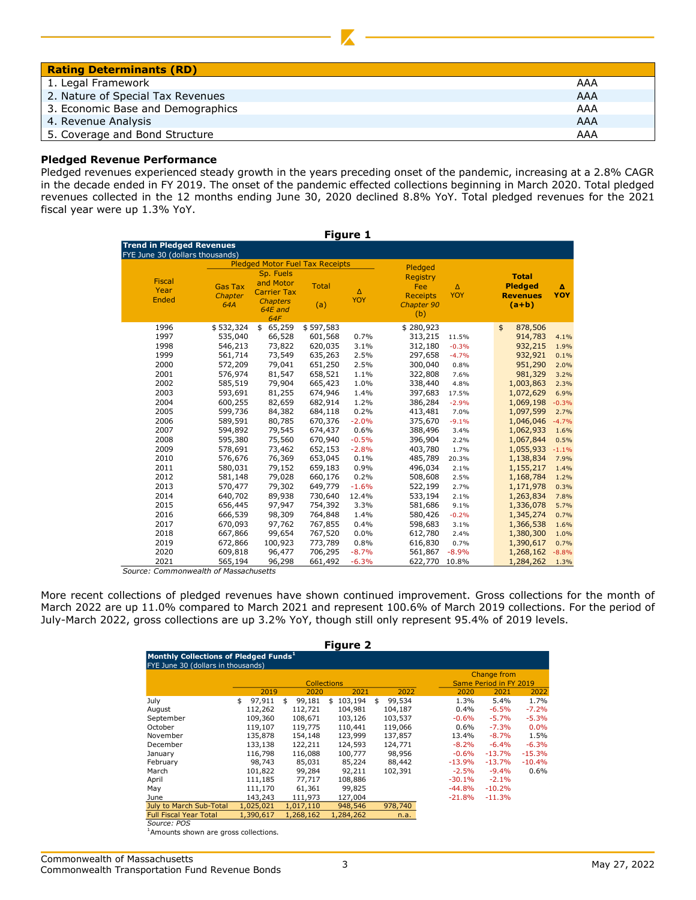| Rating Determinants (RD) | |
|---|---|
| 1. Legal Framework | AAA |
| 2. Nature of Special Tax Revenues | AAA |
| 3. Economic Base and Demographics | AAA |
| 4. Revenue Analysis | AAA |
| 5. Coverage and Bond Structure | AAA |

**Pledged Revenue Performance**

Pledged revenues experienced steady growth in the years preceding onset of the pandemic, increasing at a 2.8% CAGR in the decade ended in FY 2019. The onset of the pandemic effected collections beginning in March 2020. Total pledged revenues collected in the 12 months ending June 30, 2020 declined 8.8% YoY. Total pledged revenues for the 2021 fiscal year were up 1.3% YoY.

**Figure 1**

**Trend in Pledged Revenues**
FYE June 30 (dollars thousands)

| Fiscal Year Ended | Pledged Motor Fuel Tax Receipts: Gas Tax *Chapter 64A* | Sp. Fuels and Motor Carrier Tax *Chapters 64E and 64F* | Total (a) | Δ YOY | Pledged Registry Fee Receipts *Chapter 90* (b) | Δ YOY | Total Pledged Revenues (a+b) | Δ YOY |
|---|---|---|---|---|---|---|---|---|
| 1996 | $ 532,324 | $ 65,259 | $ 597,583 | | $ 280,923 | | $ 878,506 | |
| 1997 | 535,040 | 66,528 | 601,568 | 0.7% | 313,215 | 11.5% | 914,783 | 4.1% |
| 1998 | 546,213 | 73,822 | 620,035 | 3.1% | 312,180 | -0.3% | 932,215 | 1.9% |
| 1999 | 561,714 | 73,549 | 635,263 | 2.5% | 297,658 | -4.7% | 932,921 | 0.1% |
| 2000 | 572,209 | 79,041 | 651,250 | 2.5% | 300,040 | 0.8% | 951,290 | 2.0% |
| 2001 | 576,974 | 81,547 | 658,521 | 1.1% | 322,808 | 7.6% | 981,329 | 3.2% |
| 2002 | 585,519 | 79,904 | 665,423 | 1.0% | 338,440 | 4.8% | 1,003,863 | 2.3% |
| 2003 | 593,691 | 81,255 | 674,946 | 1.4% | 397,683 | 17.5% | 1,072,629 | 6.9% |
| 2004 | 600,255 | 82,659 | 682,914 | 1.2% | 386,284 | -2.9% | 1,069,198 | -0.3% |
| 2005 | 599,736 | 84,382 | 684,118 | 0.2% | 413,481 | 7.0% | 1,097,599 | 2.7% |
| 2006 | 589,591 | 80,785 | 670,376 | -2.0% | 375,670 | -9.1% | 1,046,046 | -4.7% |
| 2007 | 594,892 | 79,545 | 674,437 | 0.6% | 388,496 | 3.4% | 1,062,933 | 1.6% |
| 2008 | 595,380 | 75,560 | 670,940 | -0.5% | 396,904 | 2.2% | 1,067,844 | 0.5% |
| 2009 | 578,691 | 73,462 | 652,153 | -2.8% | 403,780 | 1.7% | 1,055,933 | -1.1% |
| 2010 | 576,676 | 76,369 | 653,045 | 0.1% | 485,789 | 20.3% | 1,138,834 | 7.9% |
| 2011 | 580,031 | 79,152 | 659,183 | 0.9% | 496,034 | 2.1% | 1,155,217 | 1.4% |
| 2012 | 581,148 | 79,028 | 660,176 | 0.2% | 508,608 | 2.5% | 1,168,784 | 1.2% |
| 2013 | 570,477 | 79,302 | 649,779 | -1.6% | 522,199 | 2.7% | 1,171,978 | 0.3% |
| 2014 | 640,702 | 89,938 | 730,640 | 12.4% | 533,194 | 2.1% | 1,263,834 | 7.8% |
| 2015 | 656,445 | 97,947 | 754,392 | 3.3% | 581,686 | 9.1% | 1,336,078 | 5.7% |
| 2016 | 666,539 | 98,309 | 764,848 | 1.4% | 580,426 | -0.2% | 1,345,274 | 0.7% |
| 2017 | 670,093 | 97,762 | 767,855 | 0.4% | 598,683 | 3.1% | 1,366,538 | 1.6% |
| 2018 | 667,866 | 99,654 | 767,520 | 0.0% | 612,780 | 2.4% | 1,380,300 | 1.0% |
| 2019 | 672,866 | 100,923 | 773,789 | 0.8% | 616,830 | 0.7% | 1,390,617 | 0.7% |
| 2020 | 609,818 | 96,477 | 706,295 | -8.7% | 561,867 | -8.9% | 1,268,162 | -8.8% |
| 2021 | 565,194 | 96,298 | 661,492 | -6.3% | 622,770 | 10.8% | 1,284,262 | 1.3% |

*Source: Commonwealth of Massachusetts*

More recent collections of pledged revenues have shown continued improvement. Gross collections for the month of March 2022 are up 11.0% compared to March 2021 and represent 100.6% of March 2019 collections. For the period of July-March 2022, gross collections are up 3.2% YoY, though still only represent 95.4% of 2019 levels.

**Figure 2**

**Monthly Collections of Pledged Funds[1]**
FYE June 30 (dollars in thousands)

| | Collections 2019 | 2020 | 2021 | 2022 | Change from Same Period in FY 2019: 2020 | 2021 | 2022 |
|---|---|---|---|---|---|---|---|
| July | $ 97,911 | $ 99,181 | $ 103,194 | $ 99,534 | 1.3% | 5.4% | 1.7% |
| August | 112,262 | 112,721 | 104,981 | 104,187 | 0.4% | -6.5% | -7.2% |
| September | 109,360 | 108,671 | 103,126 | 103,537 | -0.6% | -5.7% | -5.3% |
| October | 119,107 | 119,775 | 110,441 | 119,066 | 0.6% | -7.3% | 0.0% |
| November | 135,878 | 154,148 | 123,999 | 137,857 | 13.4% | -8.7% | 1.5% |
| December | 133,138 | 122,211 | 124,593 | 124,771 | -8.2% | -6.4% | -6.3% |
| January | 116,798 | 116,088 | 100,777 | 98,956 | -0.6% | -13.7% | -15.3% |
| February | 98,743 | 85,031 | 85,224 | 88,442 | -13.9% | -13.7% | -10.4% |
| March | 101,822 | 99,284 | 92,211 | 102,391 | -2.5% | -9.4% | 0.6% |
| April | 111,185 | 77,717 | 108,886 | | -30.1% | -2.1% | |
| May | 111,170 | 61,361 | 99,825 | | -44.8% | -10.2% | |
| June | 143,243 | 111,973 | 127,004 | | -21.8% | -11.3% | |
| July to March Sub-Total | 1,025,021 | 1,017,110 | 948,546 | 978,740 | | | |
| Full Fiscal Year Total | 1,390,617 | 1,268,162 | 1,284,262 | n.a. | | | |

*Source: POS*

[1]Amounts shown are gross collections.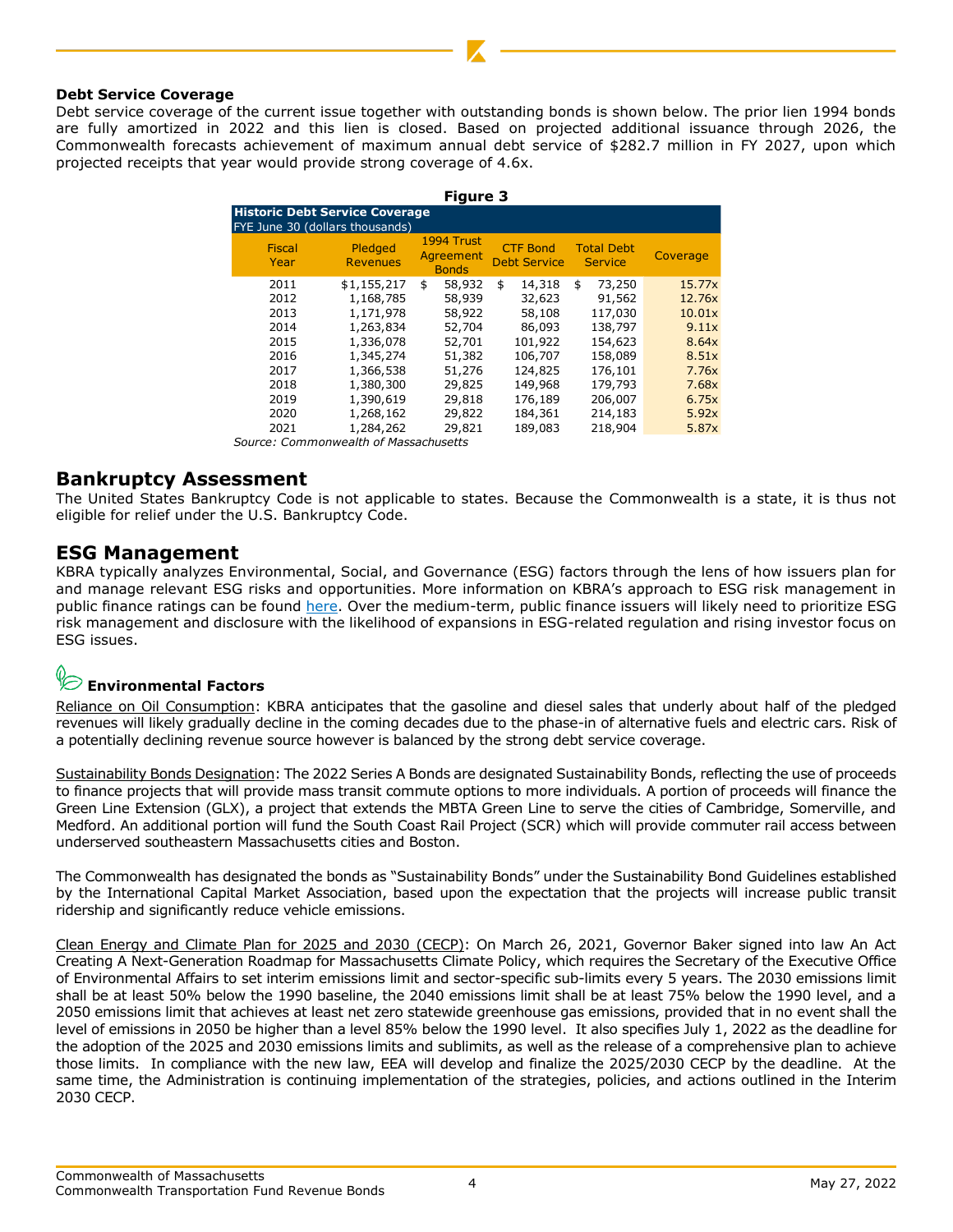### Debt Service Coverage

Debt service coverage of the current issue together with outstanding bonds is shown below. The prior lien 1994 bonds are fully amortized in 2022 and this lien is closed. Based on projected additional issuance through 2026, the Commonwealth forecasts achievement of maximum annual debt service of $282.7 million in FY 2027, upon which projected receipts that year would provide strong coverage of 4.6x.

**Figure 3**

**Historic Debt Service Coverage**
FYE June 30 (dollars thousands)

| Fiscal Year | Pledged Revenues | 1994 Trust Agreement Bonds | CTF Bond Debt Service | Total Debt Service | Coverage |
|---|---|---|---|---|---|
| 2011 | $1,155,217 | $ 58,932 | $ 14,318 | $ 73,250 | 15.77x |
| 2012 | 1,168,785 | 58,939 | 32,623 | 91,562 | 12.76x |
| 2013 | 1,171,978 | 58,922 | 58,108 | 117,030 | 10.01x |
| 2014 | 1,263,834 | 52,704 | 86,093 | 138,797 | 9.11x |
| 2015 | 1,336,078 | 52,701 | 101,922 | 154,623 | 8.64x |
| 2016 | 1,345,274 | 51,382 | 106,707 | 158,089 | 8.51x |
| 2017 | 1,366,538 | 51,276 | 124,825 | 176,101 | 7.76x |
| 2018 | 1,380,300 | 29,825 | 149,968 | 179,793 | 7.68x |
| 2019 | 1,390,619 | 29,818 | 176,189 | 206,007 | 6.75x |
| 2020 | 1,268,162 | 29,822 | 184,361 | 214,183 | 5.92x |
| 2021 | 1,284,262 | 29,821 | 189,083 | 218,904 | 5.87x |

*Source: Commonwealth of Massachusetts*

## Bankruptcy Assessment

The United States Bankruptcy Code is not applicable to states. Because the Commonwealth is a state, it is thus not eligible for relief under the U.S. Bankruptcy Code.

## ESG Management

KBRA typically analyzes Environmental, Social, and Governance (ESG) factors through the lens of how issuers plan for and manage relevant ESG risks and opportunities. More information on KBRA's approach to ESG risk management in public finance ratings can be found here. Over the medium-term, public finance issuers will likely need to prioritize ESG risk management and disclosure with the likelihood of expansions in ESG-related regulation and rising investor focus on ESG issues.

### Environmental Factors

Reliance on Oil Consumption: KBRA anticipates that the gasoline and diesel sales that underly about half of the pledged revenues will likely gradually decline in the coming decades due to the phase-in of alternative fuels and electric cars. Risk of a potentially declining revenue source however is balanced by the strong debt service coverage.

Sustainability Bonds Designation: The 2022 Series A Bonds are designated Sustainability Bonds, reflecting the use of proceeds to finance projects that will provide mass transit commute options to more individuals. A portion of proceeds will finance the Green Line Extension (GLX), a project that extends the MBTA Green Line to serve the cities of Cambridge, Somerville, and Medford. An additional portion will fund the South Coast Rail Project (SCR) which will provide commuter rail access between underserved southeastern Massachusetts cities and Boston.

The Commonwealth has designated the bonds as "Sustainability Bonds" under the Sustainability Bond Guidelines established by the International Capital Market Association, based upon the expectation that the projects will increase public transit ridership and significantly reduce vehicle emissions.

Clean Energy and Climate Plan for 2025 and 2030 (CECP): On March 26, 2021, Governor Baker signed into law An Act Creating A Next-Generation Roadmap for Massachusetts Climate Policy, which requires the Secretary of the Executive Office of Environmental Affairs to set interim emissions limit and sector-specific sub-limits every 5 years. The 2030 emissions limit shall be at least 50% below the 1990 baseline, the 2040 emissions limit shall be at least 75% below the 1990 level, and a 2050 emissions limit that achieves at least net zero statewide greenhouse gas emissions, provided that in no event shall the level of emissions in 2050 be higher than a level 85% below the 1990 level. It also specifies July 1, 2022 as the deadline for the adoption of the 2025 and 2030 emissions limits and sublimits, as well as the release of a comprehensive plan to achieve those limits. In compliance with the new law, EEA will develop and finalize the 2025/2030 CECP by the deadline. At the same time, the Administration is continuing implementation of the strategies, policies, and actions outlined in the Interim 2030 CECP.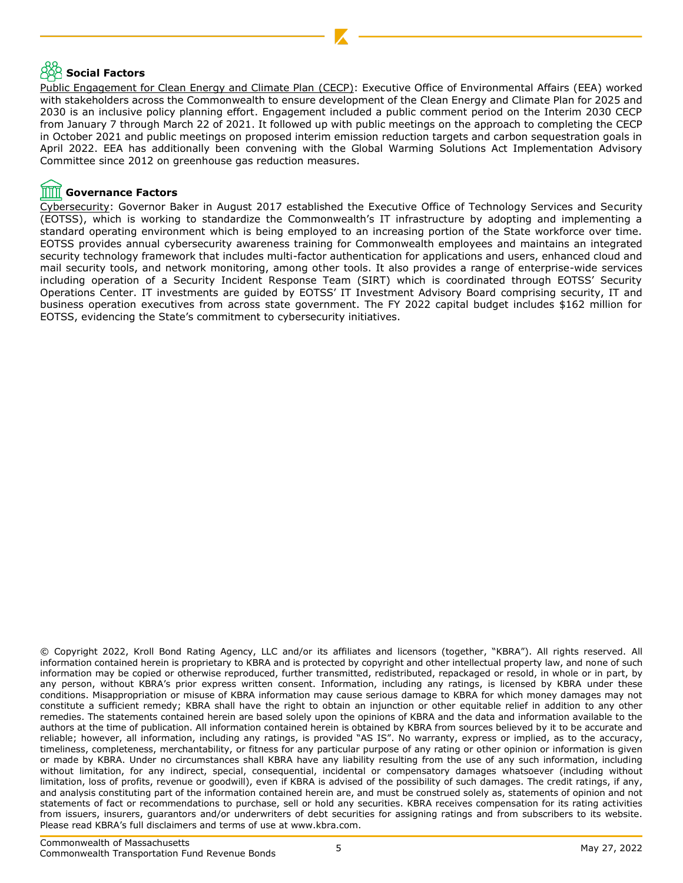## Social Factors

Public Engagement for Clean Energy and Climate Plan (CECP): Executive Office of Environmental Affairs (EEA) worked with stakeholders across the Commonwealth to ensure development of the Clean Energy and Climate Plan for 2025 and 2030 is an inclusive policy planning effort. Engagement included a public comment period on the Interim 2030 CECP from January 7 through March 22 of 2021. It followed up with public meetings on the approach to completing the CECP in October 2021 and public meetings on proposed interim emission reduction targets and carbon sequestration goals in April 2022. EEA has additionally been convening with the Global Warming Solutions Act Implementation Advisory Committee since 2012 on greenhouse gas reduction measures.

## Governance Factors

Cybersecurity: Governor Baker in August 2017 established the Executive Office of Technology Services and Security (EOTSS), which is working to standardize the Commonwealth's IT infrastructure by adopting and implementing a standard operating environment which is being employed to an increasing portion of the State workforce over time. EOTSS provides annual cybersecurity awareness training for Commonwealth employees and maintains an integrated security technology framework that includes multi-factor authentication for applications and users, enhanced cloud and mail security tools, and network monitoring, among other tools. It also provides a range of enterprise-wide services including operation of a Security Incident Response Team (SIRT) which is coordinated through EOTSS' Security Operations Center. IT investments are guided by EOTSS' IT Investment Advisory Board comprising security, IT and business operation executives from across state government. The FY 2022 capital budget includes $162 million for EOTSS, evidencing the State's commitment to cybersecurity initiatives.

© Copyright 2022, Kroll Bond Rating Agency, LLC and/or its affiliates and licensors (together, "KBRA"). All rights reserved. All information contained herein is proprietary to KBRA and is protected by copyright and other intellectual property law, and none of such information may be copied or otherwise reproduced, further transmitted, redistributed, repackaged or resold, in whole or in part, by any person, without KBRA's prior express written consent. Information, including any ratings, is licensed by KBRA under these conditions. Misappropriation or misuse of KBRA information may cause serious damage to KBRA for which money damages may not constitute a sufficient remedy; KBRA shall have the right to obtain an injunction or other equitable relief in addition to any other remedies. The statements contained herein are based solely upon the opinions of KBRA and the data and information available to the authors at the time of publication. All information contained herein is obtained by KBRA from sources believed by it to be accurate and reliable; however, all information, including any ratings, is provided "AS IS". No warranty, express or implied, as to the accuracy, timeliness, completeness, merchantability, or fitness for any particular purpose of any rating or other opinion or information is given or made by KBRA. Under no circumstances shall KBRA have any liability resulting from the use of any such information, including without limitation, for any indirect, special, consequential, incidental or compensatory damages whatsoever (including without limitation, loss of profits, revenue or goodwill), even if KBRA is advised of the possibility of such damages. The credit ratings, if any, and analysis constituting part of the information contained herein are, and must be construed solely as, statements of opinion and not statements of fact or recommendations to purchase, sell or hold any securities. KBRA receives compensation for its rating activities from issuers, insurers, guarantors and/or underwriters of debt securities for assigning ratings and from subscribers to its website. Please read KBRA's full disclaimers and terms of use at www.kbra.com.